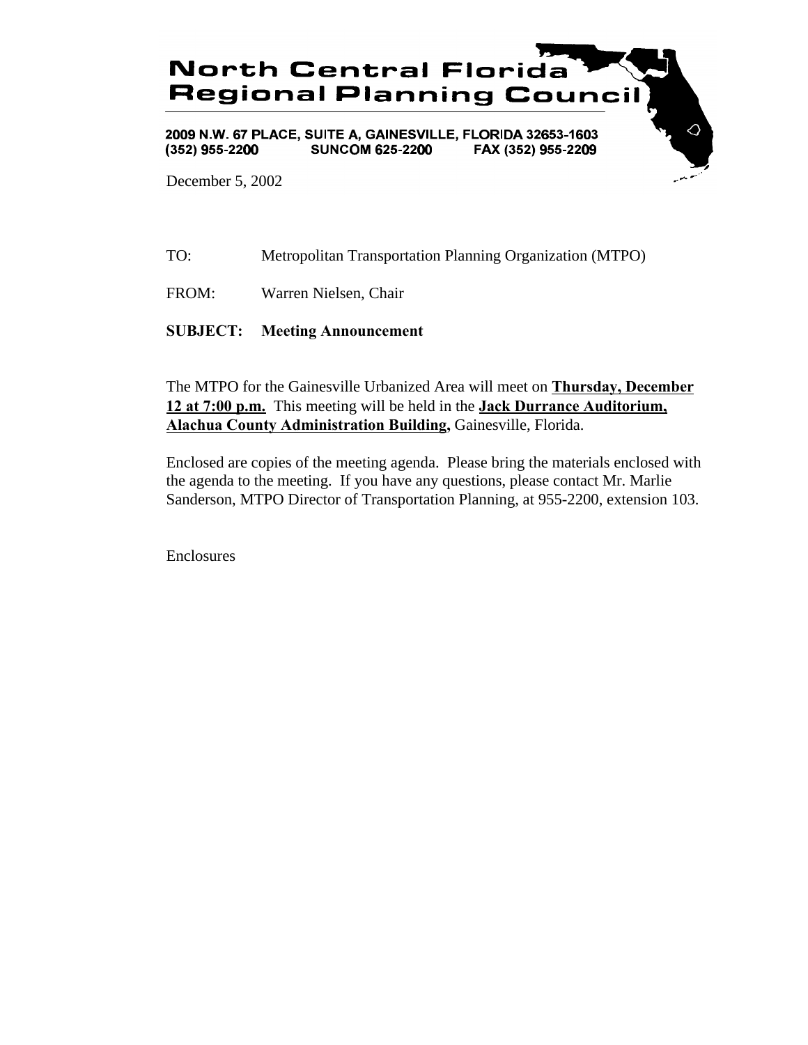# North Central Florida Regional Planning Council

2009 N.W. 67 PLACE, SUITE A, GAINESVILLE, FLORIDA 32653-1603
(352) 955-2200 SUNCOM 625-2200 FAX (352) 955-2209

December 5, 2002

TO: Metropolitan Transportation Planning Organization (MTPO)

FROM: Warren Nielsen, Chair

**SUBJECT: Meeting Announcement**

The MTPO for the Gainesville Urbanized Area will meet on **Thursday, December 12 at 7:00 p.m.** This meeting will be held in the **Jack Durrance Auditorium, Alachua County Administration Building,** Gainesville, Florida.

Enclosed are copies of the meeting agenda. Please bring the materials enclosed with the agenda to the meeting. If you have any questions, please contact Mr. Marlie Sanderson, MTPO Director of Transportation Planning, at 955-2200, extension 103.

Enclosures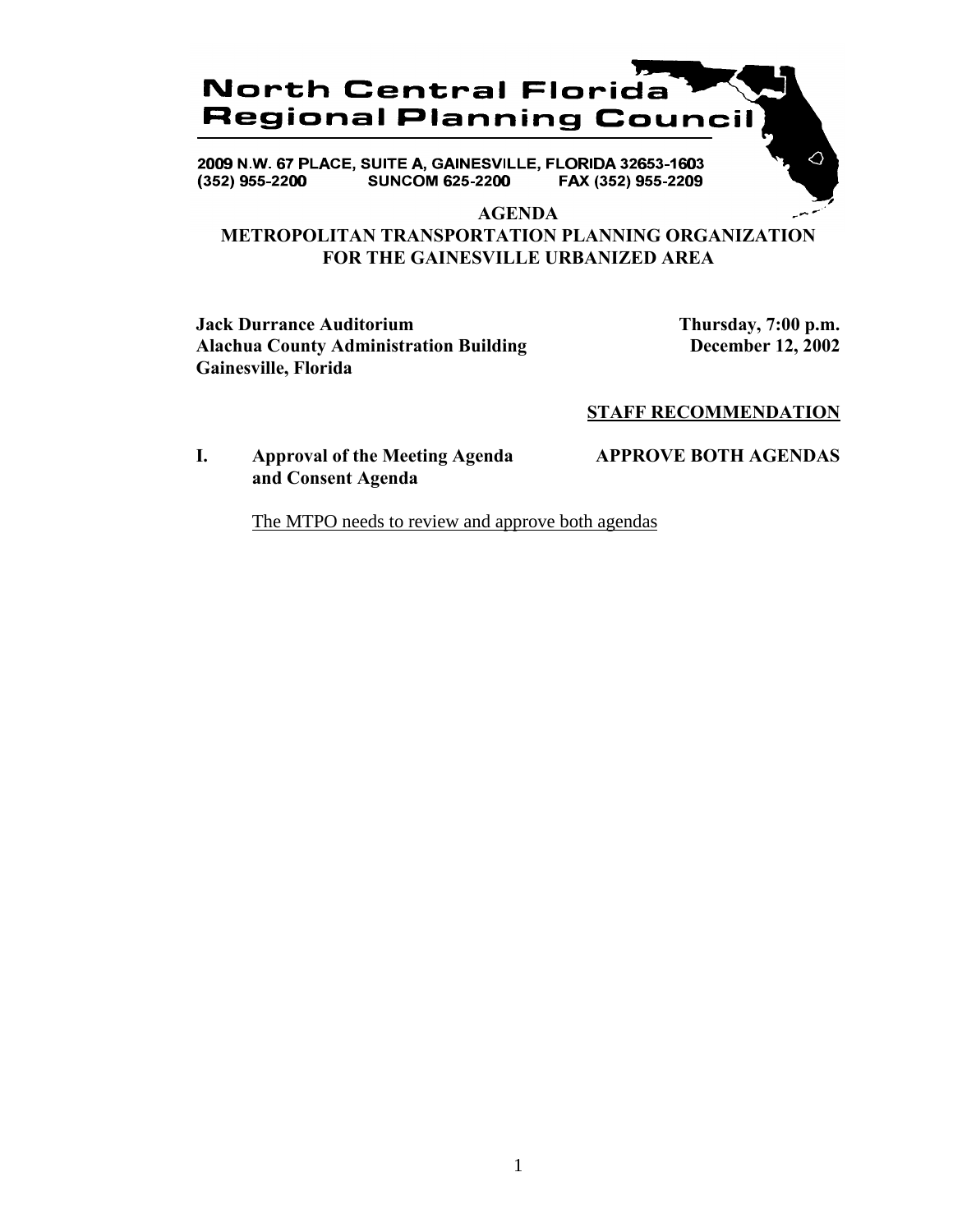# North Central Florida Regional Planning Council

2009 N.W. 67 PLACE, SUITE A, GAINESVILLE, FLORIDA 32653-1603
(352) 955-2200 SUNCOM 625-2200 FAX (352) 955-2209

## AGENDA
## METROPOLITAN TRANSPORTATION PLANNING ORGANIZATION FOR THE GAINESVILLE URBANIZED AREA

**Jack Durrance Auditorium**
**Alachua County Administration Building**
**Gainesville, Florida**

**Thursday, 7:00 p.m.**
**December 12, 2002**

**STAFF RECOMMENDATION**

**I. Approval of the Meeting Agenda and Consent Agenda** — **APPROVE BOTH AGENDAS**

The MTPO needs to review and approve both agendas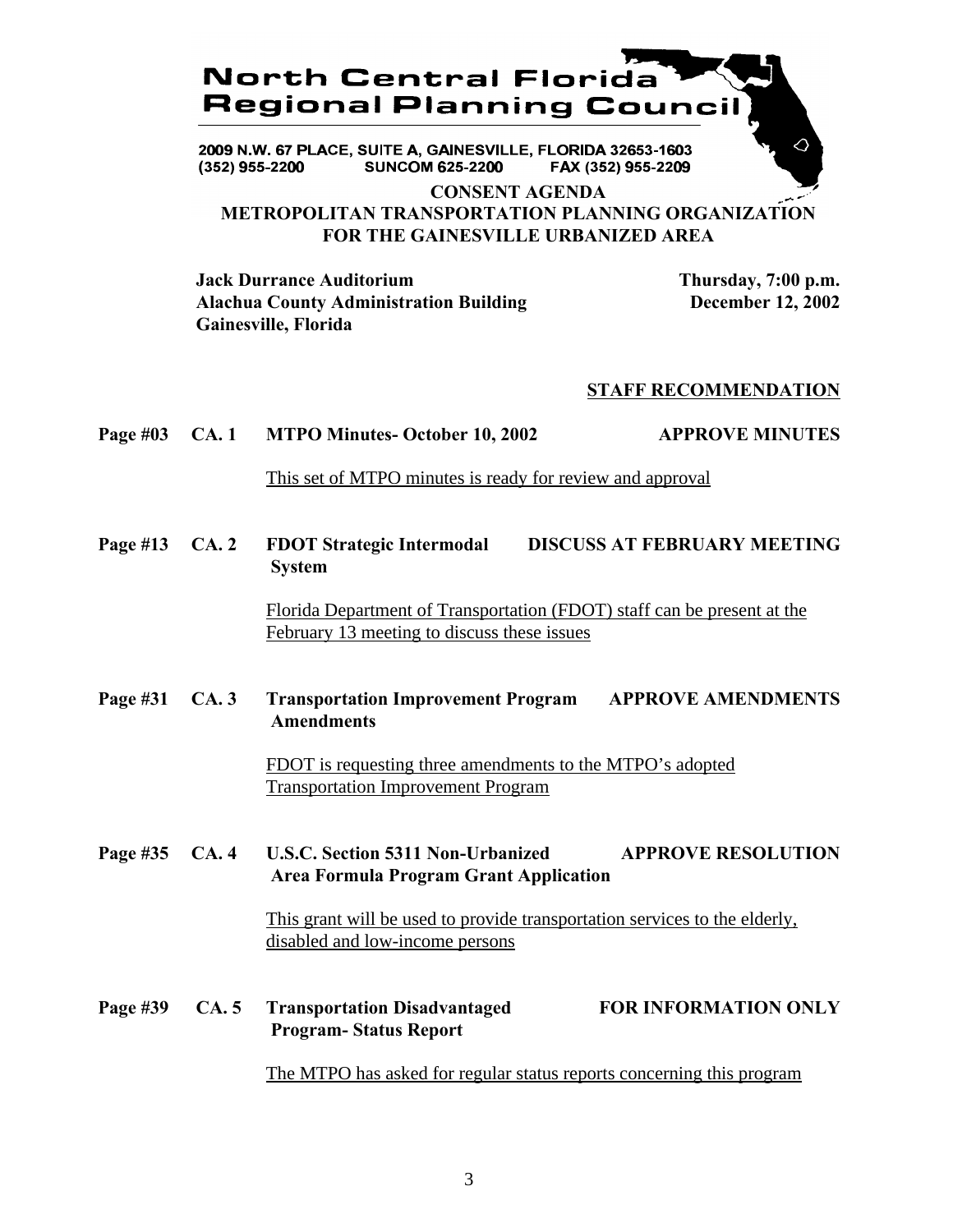# North Central Florida Regional Planning Council

2009 N.W. 67 PLACE, SUITE A, GAINESVILLE, FLORIDA 32653-1603
(352) 955-2200 SUNCOM 625-2200 FAX (352) 955-2209

## CONSENT AGENDA
## METROPOLITAN TRANSPORTATION PLANNING ORGANIZATION FOR THE GAINESVILLE URBANIZED AREA

**Jack Durrance Auditorium**
**Alachua County Administration Building**
**Gainesville, Florida**

**Thursday, 7:00 p.m.**
**December 12, 2002**

**STAFF RECOMMENDATION**

**Page #03 CA. 1 MTPO Minutes- October 10, 2002** — **APPROVE MINUTES**

This set of MTPO minutes is ready for review and approval

**Page #13 CA. 2 FDOT Strategic Intermodal System** — **DISCUSS AT FEBRUARY MEETING**

Florida Department of Transportation (FDOT) staff can be present at the February 13 meeting to discuss these issues

**Page #31 CA. 3 Transportation Improvement Program Amendments** — **APPROVE AMENDMENTS**

FDOT is requesting three amendments to the MTPO's adopted Transportation Improvement Program

**Page #35 CA. 4 U.S.C. Section 5311 Non-Urbanized Area Formula Program Grant Application** — **APPROVE RESOLUTION**

This grant will be used to provide transportation services to the elderly, disabled and low-income persons

**Page #39 CA. 5 Transportation Disadvantaged Program- Status Report** — **FOR INFORMATION ONLY**

The MTPO has asked for regular status reports concerning this program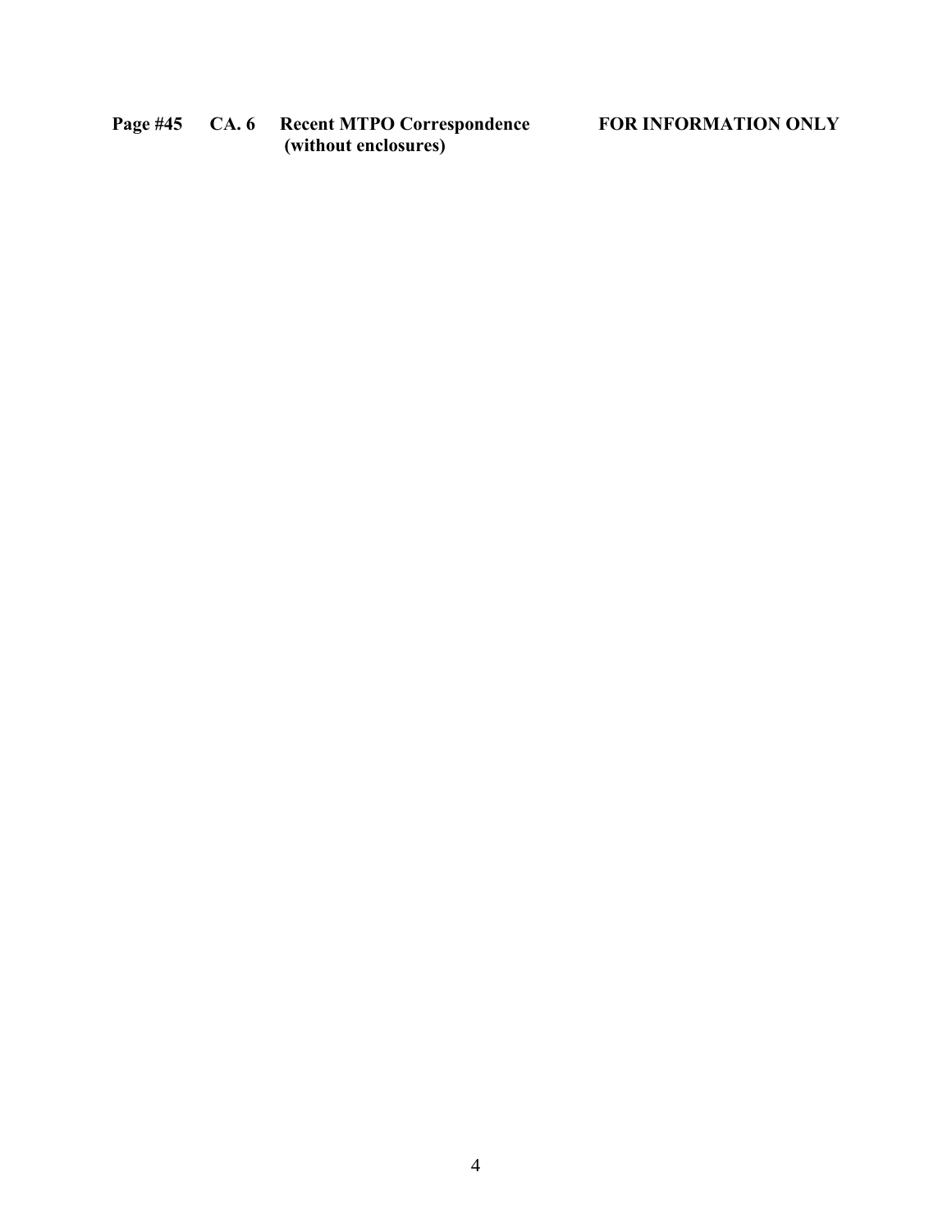**Page #45 CA. 6 Recent MTPO Correspondence (without enclosures) FOR INFORMATION ONLY**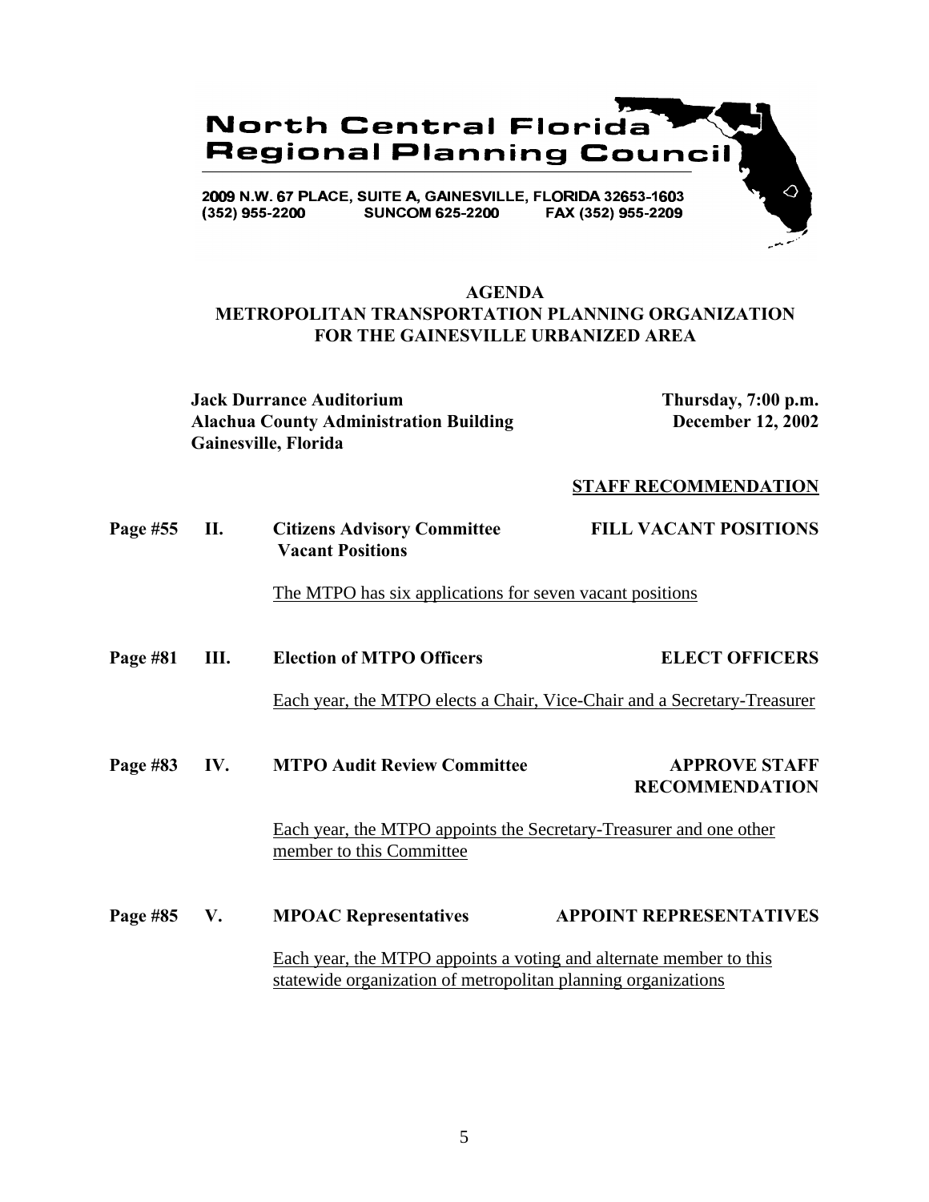**North Central Florida Regional Planning Council**

2009 N.W. 67 PLACE, SUITE A, GAINESVILLE, FLORIDA 32653-1603
(352) 955-2200 SUNCOM 625-2200 FAX (352) 955-2209

# AGENDA
## METROPOLITAN TRANSPORTATION PLANNING ORGANIZATION FOR THE GAINESVILLE URBANIZED AREA

**Jack Durrance Auditorium**
**Alachua County Administration Building**
**Gainesville, Florida**

**Thursday, 7:00 p.m.**
**December 12, 2002**

**STAFF RECOMMENDATION**

**Page #55 II. Citizens Advisory Committee Vacant Positions** — **FILL VACANT POSITIONS**

The MTPO has six applications for seven vacant positions

**Page #81 III. Election of MTPO Officers** — **ELECT OFFICERS**

Each year, the MTPO elects a Chair, Vice-Chair and a Secretary-Treasurer

**Page #83 IV. MTPO Audit Review Committee** — **APPROVE STAFF RECOMMENDATION**

Each year, the MTPO appoints the Secretary-Treasurer and one other member to this Committee

**Page #85 V. MPOAC Representatives** — **APPOINT REPRESENTATIVES**

Each year, the MTPO appoints a voting and alternate member to this statewide organization of metropolitan planning organizations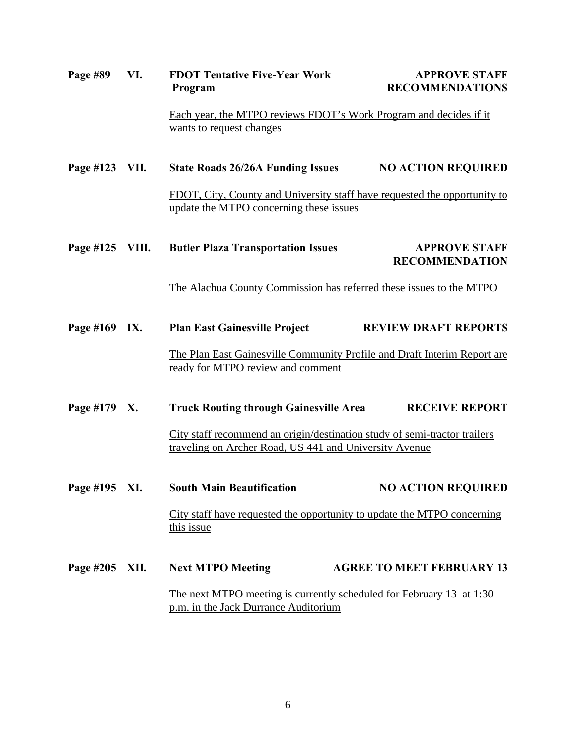**Page #89 VI. FDOT Tentative Five-Year Work Program — APPROVE STAFF RECOMMENDATIONS**

Each year, the MTPO reviews FDOT's Work Program and decides if it wants to request changes

**Page #123 VII. State Roads 26/26A Funding Issues — NO ACTION REQUIRED**

FDOT, City, County and University staff have requested the opportunity to update the MTPO concerning these issues

**Page #125 VIII. Butler Plaza Transportation Issues — APPROVE STAFF RECOMMENDATION**

The Alachua County Commission has referred these issues to the MTPO

**Page #169 IX. Plan East Gainesville Project — REVIEW DRAFT REPORTS**

The Plan East Gainesville Community Profile and Draft Interim Report are ready for MTPO review and comment

**Page #179 X. Truck Routing through Gainesville Area — RECEIVE REPORT**

City staff recommend an origin/destination study of semi-tractor trailers traveling on Archer Road, US 441 and University Avenue

**Page #195 XI. South Main Beautification — NO ACTION REQUIRED**

City staff have requested the opportunity to update the MTPO concerning this issue

**Page #205 XII. Next MTPO Meeting — AGREE TO MEET FEBRUARY 13**

The next MTPO meeting is currently scheduled for February 13 at 1:30 p.m. in the Jack Durrance Auditorium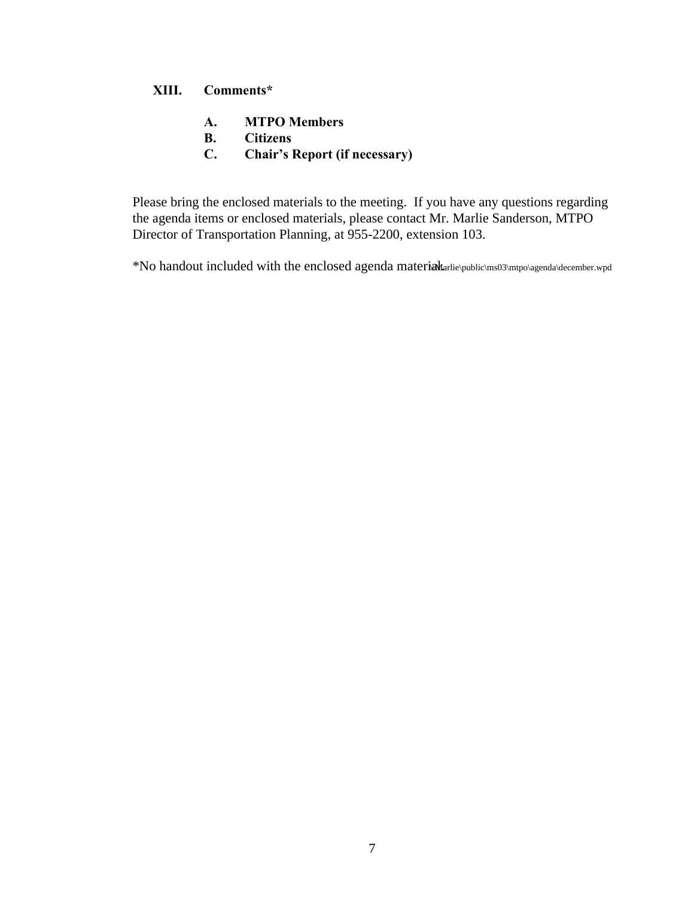**XIII. Comments***

**A. MTPO Members**
**B. Citizens**
**C. Chair's Report (if necessary)**

Please bring the enclosed materials to the meeting. If you have any questions regarding the agenda items or enclosed materials, please contact Mr. Marlie Sanderson, MTPO Director of Transportation Planning, at 955-2200, extension 103.

*No handout included with the enclosed agenda material.

\\marlie\public\ms03\mtpo\agenda\december.wpd